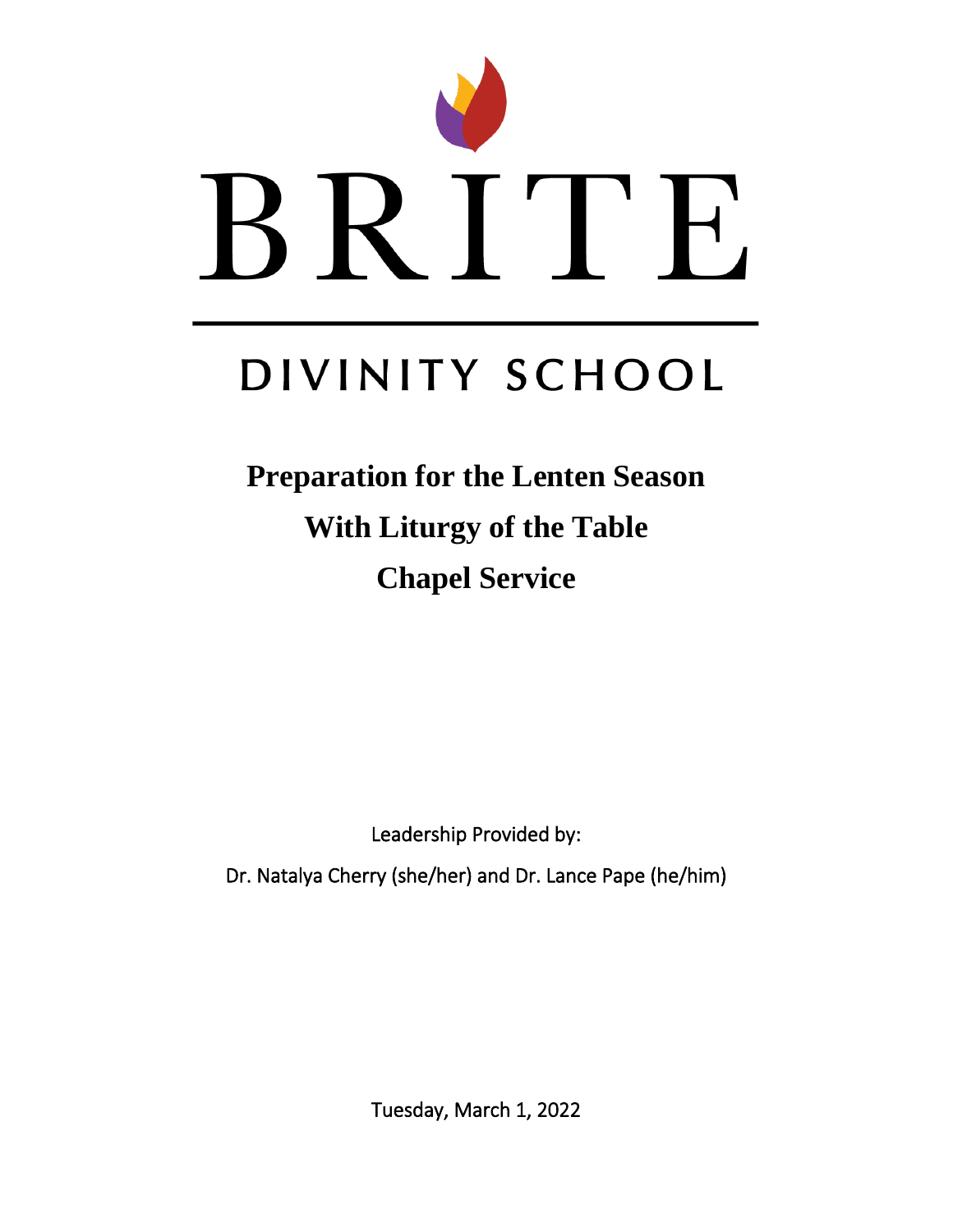BRITE

DIVINITY SCHOOL

# Preparation for the Lenten Season
# With Liturgy of the Table
# Chapel Service

Leadership Provided by:

Dr. Natalya Cherry (she/her) and Dr. Lance Pape (he/him)

Tuesday, March 1, 2022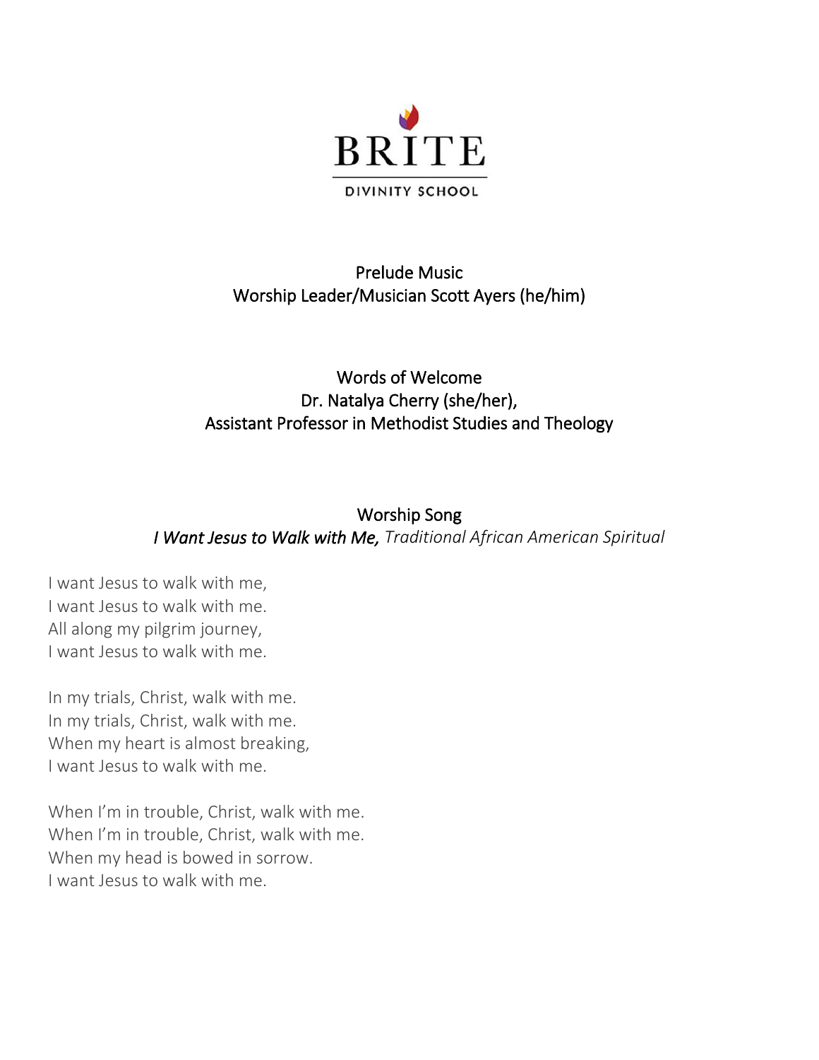BRITE

DIVINITY SCHOOL

## Prelude Music

Worship Leader/Musician Scott Ayers (he/him)

## Words of Welcome

Dr. Natalya Cherry (she/her),
Assistant Professor in Methodist Studies and Theology

## Worship Song

*I Want Jesus to Walk with Me,* *Traditional African American Spiritual*

I want Jesus to walk with me,
I want Jesus to walk with me.
All along my pilgrim journey,
I want Jesus to walk with me.

In my trials, Christ, walk with me.
In my trials, Christ, walk with me.
When my heart is almost breaking,
I want Jesus to walk with me.

When I'm in trouble, Christ, walk with me.
When I'm in trouble, Christ, walk with me.
When my head is bowed in sorrow.
I want Jesus to walk with me.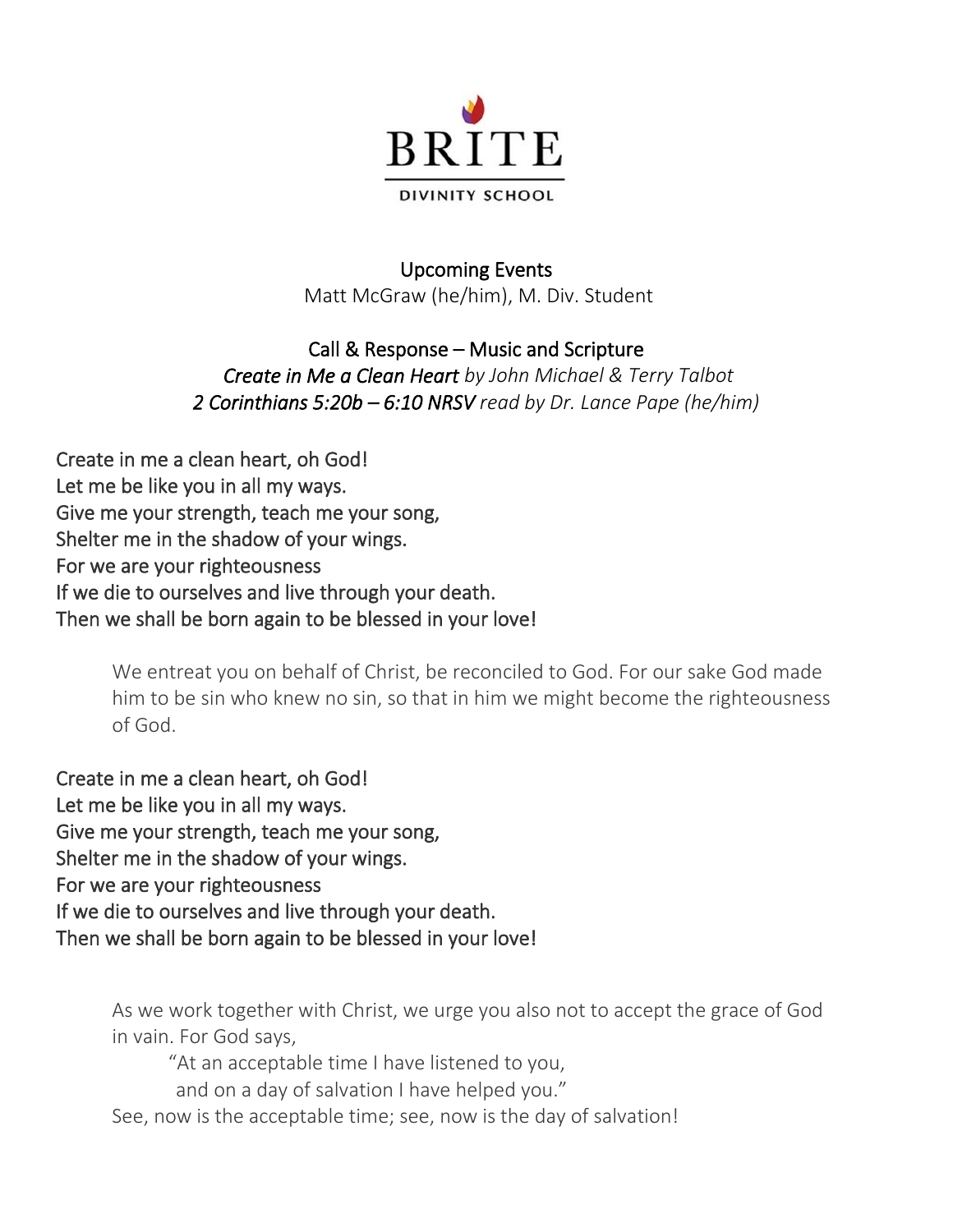BRITE

DIVINITY SCHOOL

## Upcoming Events

Matt McGraw (he/him), M. Div. Student

## Call & Response – Music and Scripture

*Create in Me a Clean Heart by John Michael & Terry Talbot*

*2 Corinthians 5:20b – 6:10 NRSV read by Dr. Lance Pape (he/him)*

Create in me a clean heart, oh God!
Let me be like you in all my ways.
Give me your strength, teach me your song,
Shelter me in the shadow of your wings.
For we are your righteousness
If we die to ourselves and live through your death.
Then we shall be born again to be blessed in your love!

> We entreat you on behalf of Christ, be reconciled to God. For our sake God made him to be sin who knew no sin, so that in him we might become the righteousness of God.

Create in me a clean heart, oh God!
Let me be like you in all my ways.
Give me your strength, teach me your song,
Shelter me in the shadow of your wings.
For we are your righteousness
If we die to ourselves and live through your death.
Then we shall be born again to be blessed in your love!

> As we work together with Christ, we urge you also not to accept the grace of God in vain. For God says,
>
> "At an acceptable time I have listened to you,
> and on a day of salvation I have helped you."
>
> See, now is the acceptable time; see, now is the day of salvation!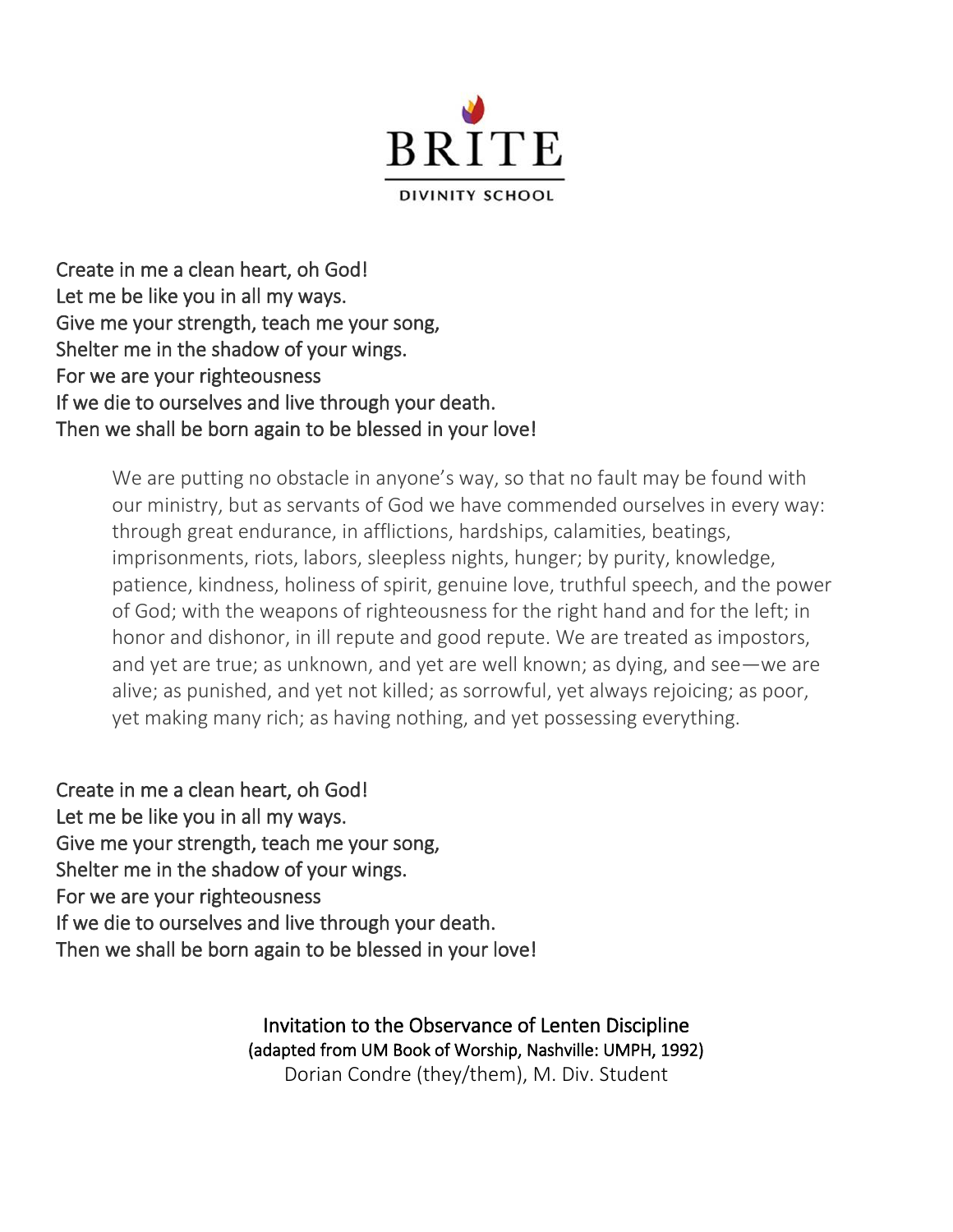BRITE

DIVINITY SCHOOL

Create in me a clean heart, oh God!
Let me be like you in all my ways.
Give me your strength, teach me your song,
Shelter me in the shadow of your wings.
For we are your righteousness
If we die to ourselves and live through your death.
Then we shall be born again to be blessed in your love!

> We are putting no obstacle in anyone's way, so that no fault may be found with our ministry, but as servants of God we have commended ourselves in every way: through great endurance, in afflictions, hardships, calamities, beatings, imprisonments, riots, labors, sleepless nights, hunger; by purity, knowledge, patience, kindness, holiness of spirit, genuine love, truthful speech, and the power of God; with the weapons of righteousness for the right hand and for the left; in honor and dishonor, in ill repute and good repute. We are treated as impostors, and yet are true; as unknown, and yet are well known; as dying, and see—we are alive; as punished, and yet not killed; as sorrowful, yet always rejoicing; as poor, yet making many rich; as having nothing, and yet possessing everything.

Create in me a clean heart, oh God!
Let me be like you in all my ways.
Give me your strength, teach me your song,
Shelter me in the shadow of your wings.
For we are your righteousness
If we die to ourselves and live through your death.
Then we shall be born again to be blessed in your love!

Invitation to the Observance of Lenten Discipline
(adapted from UM Book of Worship, Nashville: UMPH, 1992)
Dorian Condre (they/them), M. Div. Student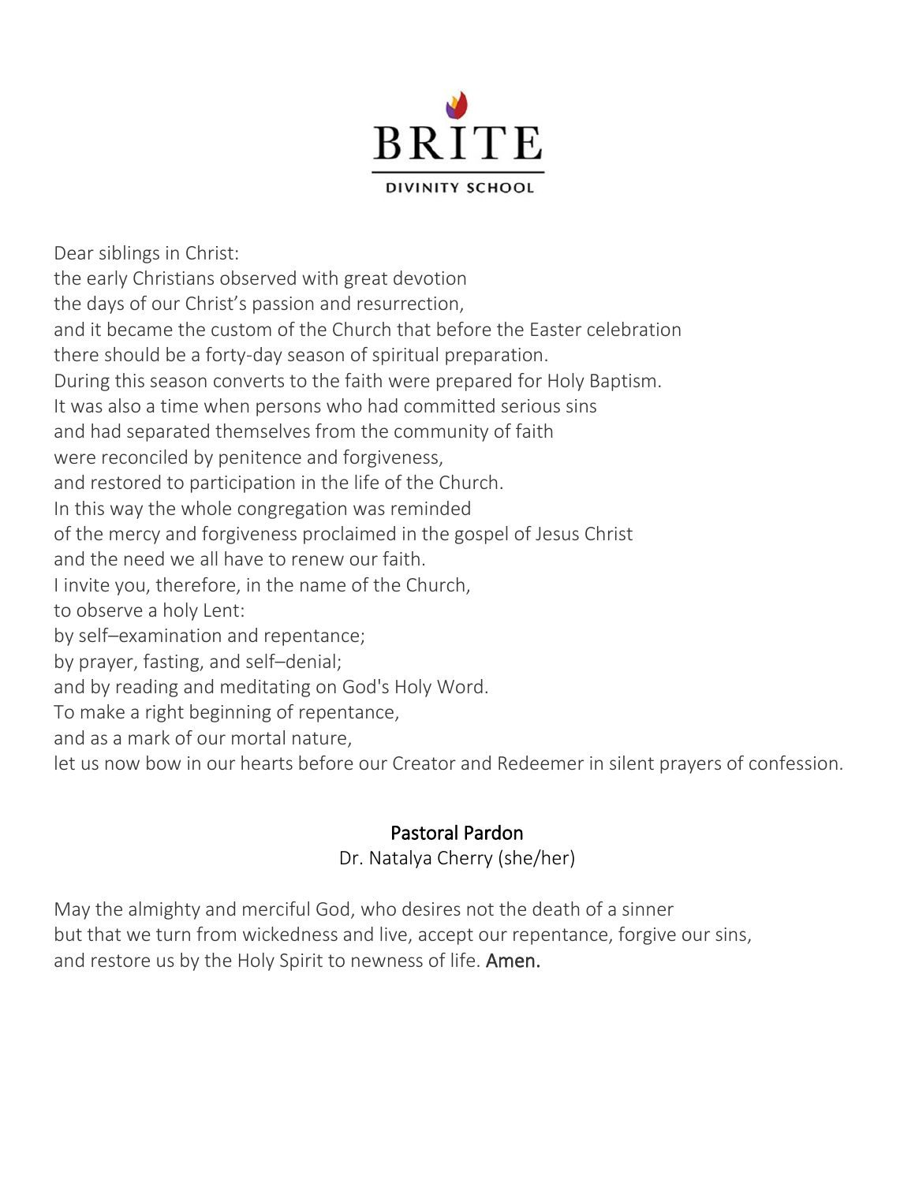BRITE

DIVINITY SCHOOL

Dear siblings in Christ:  
the early Christians observed with great devotion  
the days of our Christ's passion and resurrection,  
and it became the custom of the Church that before the Easter celebration  
there should be a forty-day season of spiritual preparation.  
During this season converts to the faith were prepared for Holy Baptism.  
It was also a time when persons who had committed serious sins  
and had separated themselves from the community of faith  
were reconciled by penitence and forgiveness,  
and restored to participation in the life of the Church.  
In this way the whole congregation was reminded  
of the mercy and forgiveness proclaimed in the gospel of Jesus Christ  
and the need we all have to renew our faith.  
I invite you, therefore, in the name of the Church,  
to observe a holy Lent:  
by self–examination and repentance;  
by prayer, fasting, and self–denial;  
and by reading and meditating on God's Holy Word.  
To make a right beginning of repentance,  
and as a mark of our mortal nature,  
let us now bow in our hearts before our Creator and Redeemer in silent prayers of confession.

## Pastoral Pardon

Dr. Natalya Cherry (she/her)

May the almighty and merciful God, who desires not the death of a sinner  
but that we turn from wickedness and live, accept our repentance, forgive our sins,  
and restore us by the Holy Spirit to newness of life. **Amen.**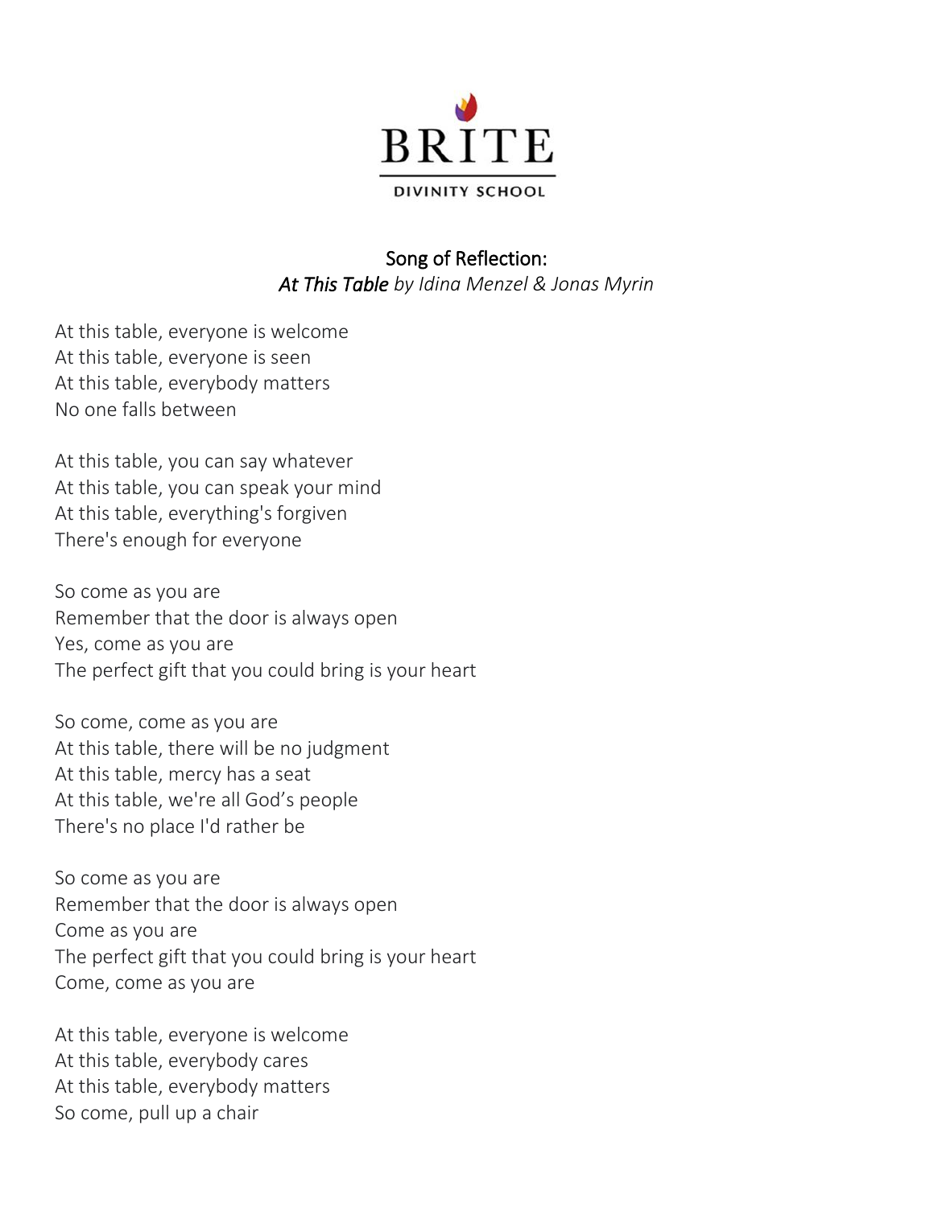BRITE

DIVINITY SCHOOL

## Song of Reflection:
### *At This Table* *by Idina Menzel & Jonas Myrin*

At this table, everyone is welcome
At this table, everyone is seen
At this table, everybody matters
No one falls between

At this table, you can say whatever
At this table, you can speak your mind
At this table, everything's forgiven
There's enough for everyone

So come as you are
Remember that the door is always open
Yes, come as you are
The perfect gift that you could bring is your heart

So come, come as you are
At this table, there will be no judgment
At this table, mercy has a seat
At this table, we're all God's people
There's no place I'd rather be

So come as you are
Remember that the door is always open
Come as you are
The perfect gift that you could bring is your heart
Come, come as you are

At this table, everyone is welcome
At this table, everybody cares
At this table, everybody matters
So come, pull up a chair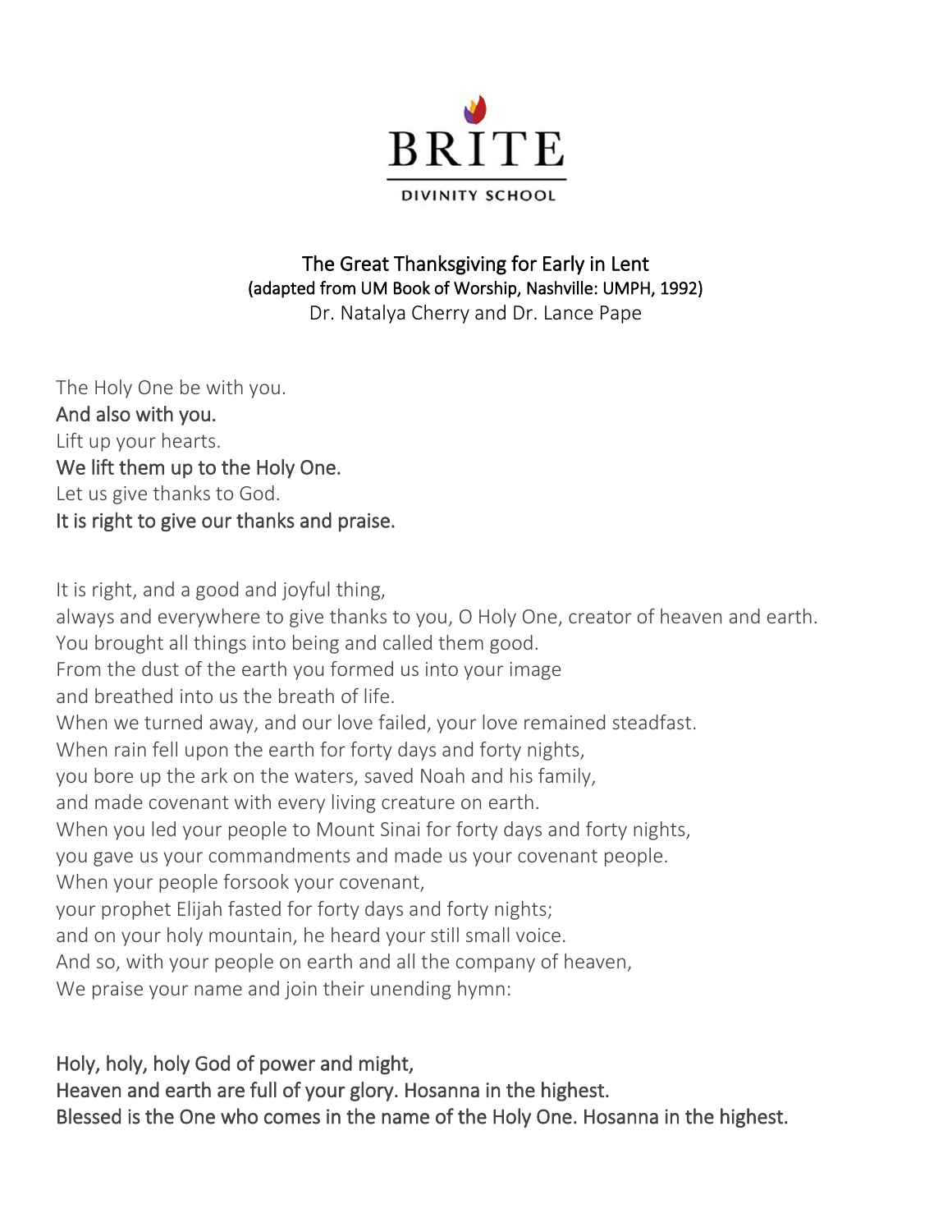BRITE

DIVINITY SCHOOL

## The Great Thanksgiving for Early in Lent

(adapted from UM Book of Worship, Nashville: UMPH, 1992)

Dr. Natalya Cherry and Dr. Lance Pape

The Holy One be with you.
**And also with you.**
Lift up your hearts.
**We lift them up to the Holy One.**
Let us give thanks to God.
**It is right to give our thanks and praise.**

It is right, and a good and joyful thing,
always and everywhere to give thanks to you, O Holy One, creator of heaven and earth.
You brought all things into being and called them good.
From the dust of the earth you formed us into your image
and breathed into us the breath of life.
When we turned away, and our love failed, your love remained steadfast.
When rain fell upon the earth for forty days and forty nights,
you bore up the ark on the waters, saved Noah and his family,
and made covenant with every living creature on earth.
When you led your people to Mount Sinai for forty days and forty nights,
you gave us your commandments and made us your covenant people.
When your people forsook your covenant,
your prophet Elijah fasted for forty days and forty nights;
and on your holy mountain, he heard your still small voice.
And so, with your people on earth and all the company of heaven,
We praise your name and join their unending hymn:

**Holy, holy, holy God of power and might,**
**Heaven and earth are full of your glory. Hosanna in the highest.**
**Blessed is the One who comes in the name of the Holy One. Hosanna in the highest.**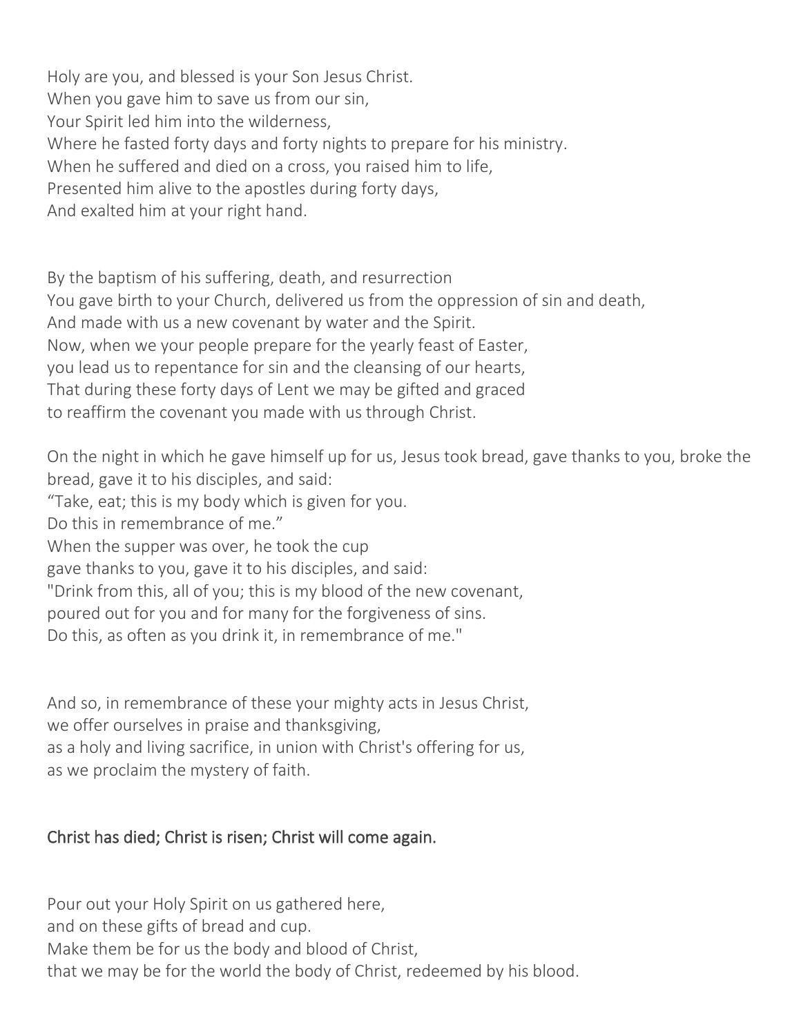Holy are you, and blessed is your Son Jesus Christ.
When you gave him to save us from our sin,
Your Spirit led him into the wilderness,
Where he fasted forty days and forty nights to prepare for his ministry.
When he suffered and died on a cross, you raised him to life,
Presented him alive to the apostles during forty days,
And exalted him at your right hand.

By the baptism of his suffering, death, and resurrection
You gave birth to your Church, delivered us from the oppression of sin and death,
And made with us a new covenant by water and the Spirit.
Now, when we your people prepare for the yearly feast of Easter,
you lead us to repentance for sin and the cleansing of our hearts,
That during these forty days of Lent we may be gifted and graced
to reaffirm the covenant you made with us through Christ.

On the night in which he gave himself up for us, Jesus took bread, gave thanks to you, broke the bread, gave it to his disciples, and said:
"Take, eat; this is my body which is given for you.
Do this in remembrance of me."
When the supper was over, he took the cup
gave thanks to you, gave it to his disciples, and said:
"Drink from this, all of you; this is my blood of the new covenant,
poured out for you and for many for the forgiveness of sins.
Do this, as often as you drink it, in remembrance of me."

And so, in remembrance of these your mighty acts in Jesus Christ,
we offer ourselves in praise and thanksgiving,
as a holy and living sacrifice, in union with Christ's offering for us,
as we proclaim the mystery of faith.

Christ has died; Christ is risen; Christ will come again.

Pour out your Holy Spirit on us gathered here,
and on these gifts of bread and cup.
Make them be for us the body and blood of Christ,
that we may be for the world the body of Christ, redeemed by his blood.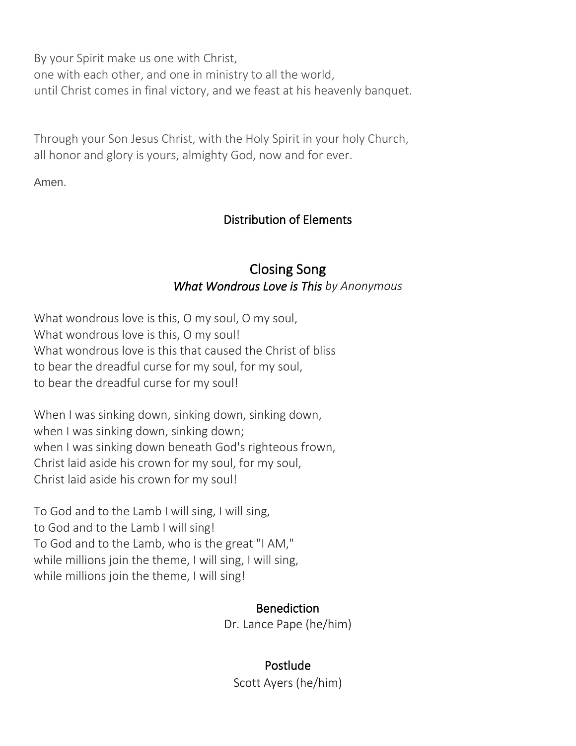By your Spirit make us one with Christ,
one with each other, and one in ministry to all the world,
until Christ comes in final victory, and we feast at his heavenly banquet.

Through your Son Jesus Christ, with the Holy Spirit in your holy Church,
all honor and glory is yours, almighty God, now and for ever.

Amen.

### Distribution of Elements

## Closing Song

***What Wondrous Love is This*** *by Anonymous*

What wondrous love is this, O my soul, O my soul,
What wondrous love is this, O my soul!
What wondrous love is this that caused the Christ of bliss
to bear the dreadful curse for my soul, for my soul,
to bear the dreadful curse for my soul!

When I was sinking down, sinking down, sinking down,
when I was sinking down, sinking down;
when I was sinking down beneath God's righteous frown,
Christ laid aside his crown for my soul, for my soul,
Christ laid aside his crown for my soul!

To God and to the Lamb I will sing, I will sing,
to God and to the Lamb I will sing!
To God and to the Lamb, who is the great "I AM,"
while millions join the theme, I will sing, I will sing,
while millions join the theme, I will sing!

### Benediction

Dr. Lance Pape (he/him)

### Postlude

Scott Ayers (he/him)